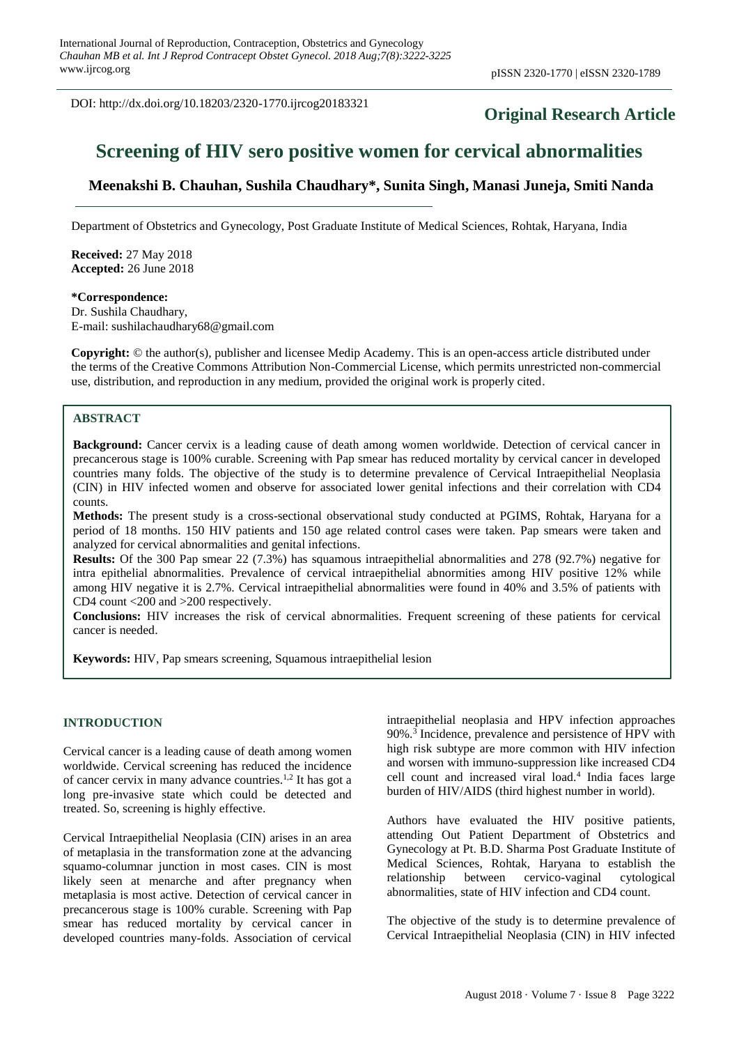DOI: http://dx.doi.org/10.18203/2320-1770.ijrcog20183321

**Original Research Article**

# Screening of HIV sero positive women for cervical abnormalities

**Meenakshi B. Chauhan, Sushila Chaudhary*, Sunita Singh, Manasi Juneja, Smiti Nanda**

Department of Obstetrics and Gynecology, Post Graduate Institute of Medical Sciences, Rohtak, Haryana, India

**Received:** 27 May 2018
**Accepted:** 26 June 2018

**\*Correspondence:**
Dr. Sushila Chaudhary,
E-mail: sushilachaudhary68@gmail.com

**Copyright:** © the author(s), publisher and licensee Medip Academy. This is an open-access article distributed under the terms of the Creative Commons Attribution Non-Commercial License, which permits unrestricted non-commercial use, distribution, and reproduction in any medium, provided the original work is properly cited.

## ABSTRACT

**Background:** Cancer cervix is a leading cause of death among women worldwide. Detection of cervical cancer in precancerous stage is 100% curable. Screening with Pap smear has reduced mortality by cervical cancer in developed countries many folds. The objective of the study is to determine prevalence of Cervical Intraepithelial Neoplasia (CIN) in HIV infected women and observe for associated lower genital infections and their correlation with CD4 counts.

**Methods:** The present study is a cross-sectional observational study conducted at PGIMS, Rohtak, Haryana for a period of 18 months. 150 HIV patients and 150 age related control cases were taken. Pap smears were taken and analyzed for cervical abnormalities and genital infections.

**Results:** Of the 300 Pap smear 22 (7.3%) has squamous intraepithelial abnormalities and 278 (92.7%) negative for intra epithelial abnormalities. Prevalence of cervical intraepithelial abnormities among HIV positive 12% while among HIV negative it is 2.7%. Cervical intraepithelial abnormalities were found in 40% and 3.5% of patients with CD4 count <200 and >200 respectively.

**Conclusions:** HIV increases the risk of cervical abnormalities. Frequent screening of these patients for cervical cancer is needed.

**Keywords:** HIV, Pap smears screening, Squamous intraepithelial lesion

## INTRODUCTION

Cervical cancer is a leading cause of death among women worldwide. Cervical screening has reduced the incidence of cancer cervix in many advance countries.[1,2] It has got a long pre-invasive state which could be detected and treated. So, screening is highly effective.

Cervical Intraepithelial Neoplasia (CIN) arises in an area of metaplasia in the transformation zone at the advancing squamo-columnar junction in most cases. CIN is most likely seen at menarche and after pregnancy when metaplasia is most active. Detection of cervical cancer in precancerous stage is 100% curable. Screening with Pap smear has reduced mortality by cervical cancer in developed countries many-folds. Association of cervical intraepithelial neoplasia and HPV infection approaches 90%.[3] Incidence, prevalence and persistence of HPV with high risk subtype are more common with HIV infection and worsen with immuno-suppression like increased CD4 cell count and increased viral load.[4] India faces large burden of HIV/AIDS (third highest number in world).

Authors have evaluated the HIV positive patients, attending Out Patient Department of Obstetrics and Gynecology at Pt. B.D. Sharma Post Graduate Institute of Medical Sciences, Rohtak, Haryana to establish the relationship between cervico-vaginal cytological abnormalities, state of HIV infection and CD4 count.

The objective of the study is to determine prevalence of Cervical Intraepithelial Neoplasia (CIN) in HIV infected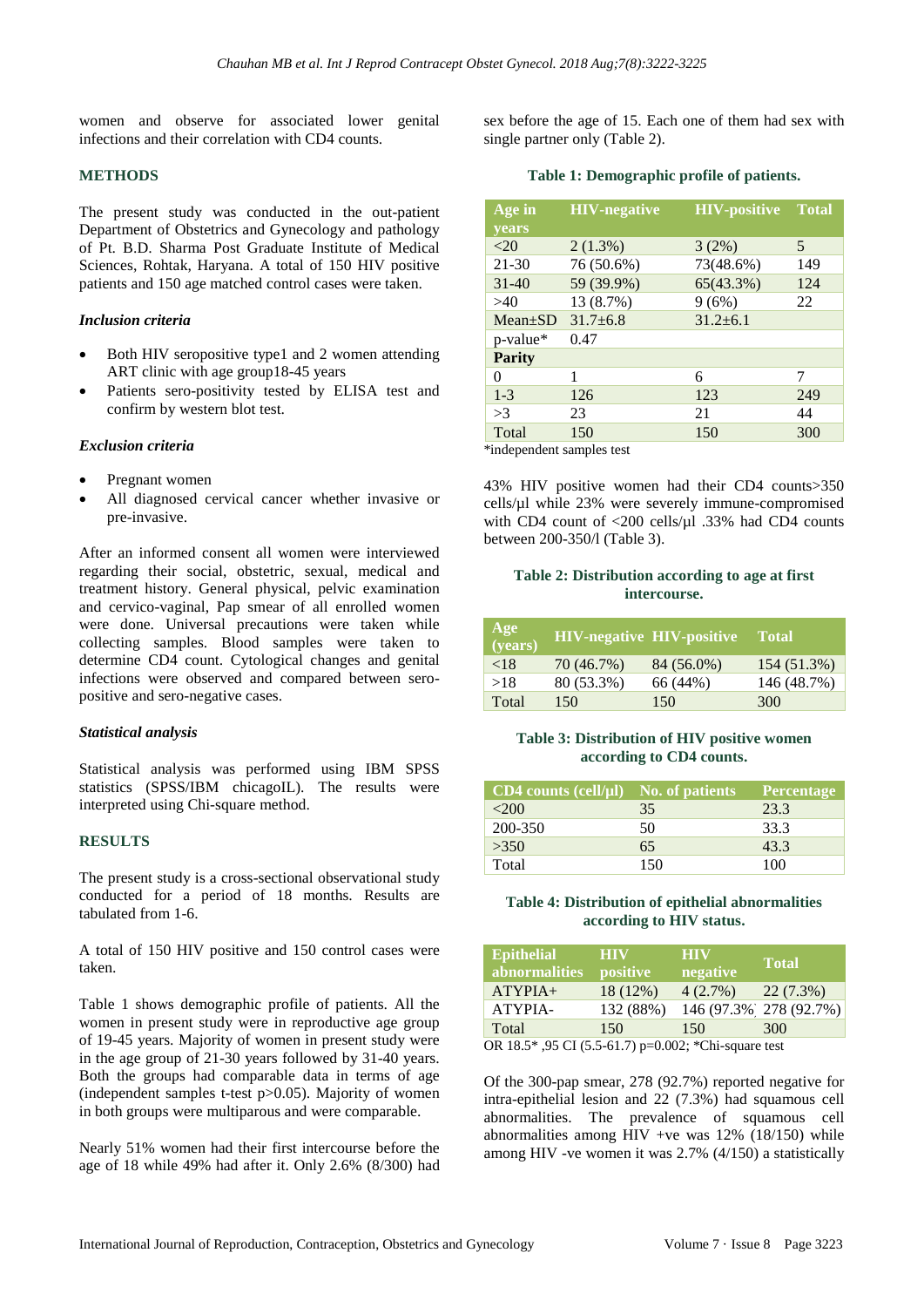women and observe for associated lower genital infections and their correlation with CD4 counts.

## METHODS

The present study was conducted in the out-patient Department of Obstetrics and Gynecology and pathology of Pt. B.D. Sharma Post Graduate Institute of Medical Sciences, Rohtak, Haryana. A total of 150 HIV positive patients and 150 age matched control cases were taken.

### *Inclusion criteria*

- Both HIV seropositive type1 and 2 women attending ART clinic with age group18-45 years
- Patients sero-positivity tested by ELISA test and confirm by western blot test.

### *Exclusion criteria*

- Pregnant women
- All diagnosed cervical cancer whether invasive or pre-invasive.

After an informed consent all women were interviewed regarding their social, obstetric, sexual, medical and treatment history. General physical, pelvic examination and cervico-vaginal, Pap smear of all enrolled women were done. Universal precautions were taken while collecting samples. Blood samples were taken to determine CD4 count. Cytological changes and genital infections were observed and compared between sero-positive and sero-negative cases.

### *Statistical analysis*

Statistical analysis was performed using IBM SPSS statistics (SPSS/IBM chicagoIL). The results were interpreted using Chi-square method.

## RESULTS

The present study is a cross-sectional observational study conducted for a period of 18 months. Results are tabulated from 1-6.

A total of 150 HIV positive and 150 control cases were taken.

Table 1 shows demographic profile of patients. All the women in present study were in reproductive age group of 19-45 years. Majority of women in present study were in the age group of 21-30 years followed by 31-40 years. Both the groups had comparable data in terms of age (independent samples t-test p>0.05). Majority of women in both groups were multiparous and were comparable.

Nearly 51% women had their first intercourse before the age of 18 while 49% had after it. Only 2.6% (8/300) had sex before the age of 15. Each one of them had sex with single partner only (Table 2).

**Table 1: Demographic profile of patients.**

| Age in years | HIV-negative | HIV-positive | Total |
|---|---|---|---|
| <20 | 2 (1.3%) | 3 (2%) | 5 |
| 21-30 | 76 (50.6%) | 73(48.6%) | 149 |
| 31-40 | 59 (39.9%) | 65(43.3%) | 124 |
| >40 | 13 (8.7%) | 9 (6%) | 22 |
| Mean±SD | 31.7±6.8 | 31.2±6.1 | |
| p-value* | 0.47 | | |
| **Parity** | | | |
| 0 | 1 | 6 | 7 |
| 1-3 | 126 | 123 | 249 |
| >3 | 23 | 21 | 44 |
| Total | 150 | 150 | 300 |

*independent samples test

43% HIV positive women had their CD4 counts>350 cells/µl while 23% were severely immune-compromised with CD4 count of <200 cells/µl .33% had CD4 counts between 200-350/l (Table 3).

**Table 2: Distribution according to age at first intercourse.**

| Age (years) | HIV-negative | HIV-positive | Total |
|---|---|---|---|
| <18 | 70 (46.7%) | 84 (56.0%) | 154 (51.3%) |
| >18 | 80 (53.3%) | 66 (44%) | 146 (48.7%) |
| Total | 150 | 150 | 300 |

**Table 3: Distribution of HIV positive women according to CD4 counts.**

| CD4 counts (cell/µl) | No. of patients | Percentage |
|---|---|---|
| <200 | 35 | 23.3 |
| 200-350 | 50 | 33.3 |
| >350 | 65 | 43.3 |
| Total | 150 | 100 |

**Table 4: Distribution of epithelial abnormalities according to HIV status.**

| Epithelial abnormalities | HIV positive | HIV negative | Total |
|---|---|---|---|
| ATYPIA+ | 18 (12%) | 4 (2.7%) | 22 (7.3%) |
| ATYPIA- | 132 (88%) | 146 (97.3%) | 278 (92.7%) |
| Total | 150 | 150 | 300 |

OR 18.5* ,95 CI (5.5-61.7) p=0.002; *Chi-square test

Of the 300-pap smear, 278 (92.7%) reported negative for intra-epithelial lesion and 22 (7.3%) had squamous cell abnormalities. The prevalence of squamous cell abnormalities among HIV +ve was 12% (18/150) while among HIV -ve women it was 2.7% (4/150) a statistically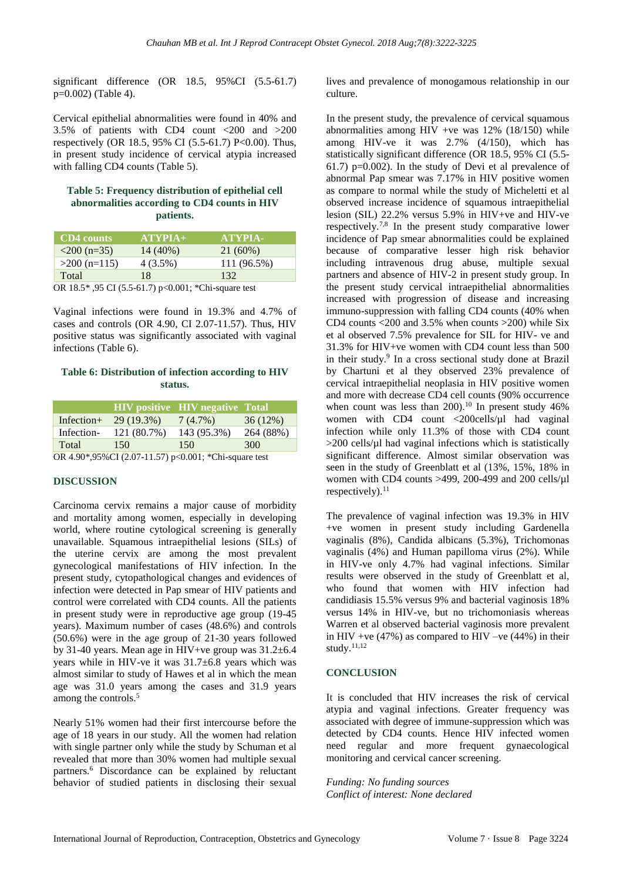significant difference (OR 18.5, 95%CI (5.5-61.7) p=0.002) (Table 4).

Cervical epithelial abnormalities were found in 40% and 3.5% of patients with CD4 count <200 and >200 respectively (OR 18.5, 95% CI (5.5-61.7) P<0.00). Thus, in present study incidence of cervical atypia increased with falling CD4 counts (Table 5).

**Table 5: Frequency distribution of epithelial cell abnormalities according to CD4 counts in HIV patients.**

| CD4 counts | ATYPIA+ | ATYPIA- |
|---|---|---|
| <200 (n=35) | 14 (40%) | 21 (60%) |
| >200 (n=115) | 4 (3.5%) | 111 (96.5%) |
| Total | 18 | 132 |

OR 18.5* ,95 CI (5.5-61.7) p<0.001; *Chi-square test

Vaginal infections were found in 19.3% and 4.7% of cases and controls (OR 4.90, CI 2.07-11.57). Thus, HIV positive status was significantly associated with vaginal infections (Table 6).

**Table 6: Distribution of infection according to HIV status.**

| | HIV positive | HIV negative | Total |
|---|---|---|---|
| Infection+ | 29 (19.3%) | 7 (4.7%) | 36 (12%) |
| Infection- | 121 (80.7%) | 143 (95.3%) | 264 (88%) |
| Total | 150 | 150 | 300 |

OR 4.90*,95%CI (2.07-11.57) p<0.001; *Chi-square test

## DISCUSSION

Carcinoma cervix remains a major cause of morbidity and mortality among women, especially in developing world, where routine cytological screening is generally unavailable. Squamous intraepithelial lesions (SILs) of the uterine cervix are among the most prevalent gynecological manifestations of HIV infection. In the present study, cytopathological changes and evidences of infection were detected in Pap smear of HIV patients and control were correlated with CD4 counts. All the patients in present study were in reproductive age group (19-45 years). Maximum number of cases (48.6%) and controls (50.6%) were in the age group of 21-30 years followed by 31-40 years. Mean age in HIV+ve group was 31.2±6.4 years while in HIV-ve it was 31.7±6.8 years which was almost similar to study of Hawes et al in which the mean age was 31.0 years among the cases and 31.9 years among the controls.[5]

Nearly 51% women had their first intercourse before the age of 18 years in our study. All the women had relation with single partner only while the study by Schuman et al revealed that more than 30% women had multiple sexual partners.[6] Discordance can be explained by reluctant behavior of studied patients in disclosing their sexual lives and prevalence of monogamous relationship in our culture.

In the present study, the prevalence of cervical squamous abnormalities among HIV +ve was 12% (18/150) while among HIV-ve it was 2.7% (4/150), which has statistically significant difference (OR 18.5, 95% CI (5.5-61.7) p=0.002). In the study of Devi et al prevalence of abnormal Pap smear was 7.17% in HIV positive women as compare to normal while the study of Micheletti et al observed increase incidence of squamous intraepithelial lesion (SIL) 22.2% versus 5.9% in HIV+ve and HIV-ve respectively.[7,8] In the present study comparative lower incidence of Pap smear abnormalities could be explained because of comparative lesser high risk behavior including intravenous drug abuse, multiple sexual partners and absence of HIV-2 in present study group. In the present study cervical intraepithelial abnormalities increased with progression of disease and increasing immuno-suppression with falling CD4 counts (40% when CD4 counts <200 and 3.5% when counts >200) while Six et al observed 7.5% prevalence for SIL for HIV- ve and 31.3% for HIV+ve women with CD4 count less than 500 in their study.[9] In a cross sectional study done at Brazil by Chartuni et al they observed 23% prevalence of cervical intraepithelial neoplasia in HIV positive women and more with decrease CD4 cell counts (90% occurrence when count was less than 200).[10] In present study 46% women with CD4 count <200cells/μl had vaginal infection while only 11.3% of those with CD4 count >200 cells/μl had vaginal infections which is statistically significant difference. Almost similar observation was seen in the study of Greenblatt et al (13%, 15%, 18% in women with CD4 counts >499, 200-499 and 200 cells/μl respectively).[11]

The prevalence of vaginal infection was 19.3% in HIV +ve women in present study including Gardenella vaginalis (8%), Candida albicans (5.3%), Trichomonas vaginalis (4%) and Human papilloma virus (2%). While in HIV-ve only 4.7% had vaginal infections. Similar results were observed in the study of Greenblatt et al, who found that women with HIV infection had candidiasis 15.5% versus 9% and bacterial vaginosis 18% versus 14% in HIV-ve, but no trichomoniasis whereas Warren et al observed bacterial vaginosis more prevalent in HIV +ve (47%) as compared to HIV –ve (44%) in their study.[11,12]

## CONCLUSION

It is concluded that HIV increases the risk of cervical atypia and vaginal infections. Greater frequency was associated with degree of immune-suppression which was detected by CD4 counts. Hence HIV infected women need regular and more frequent gynaecological monitoring and cervical cancer screening.

*Funding: No funding sources*
*Conflict of interest: None declared*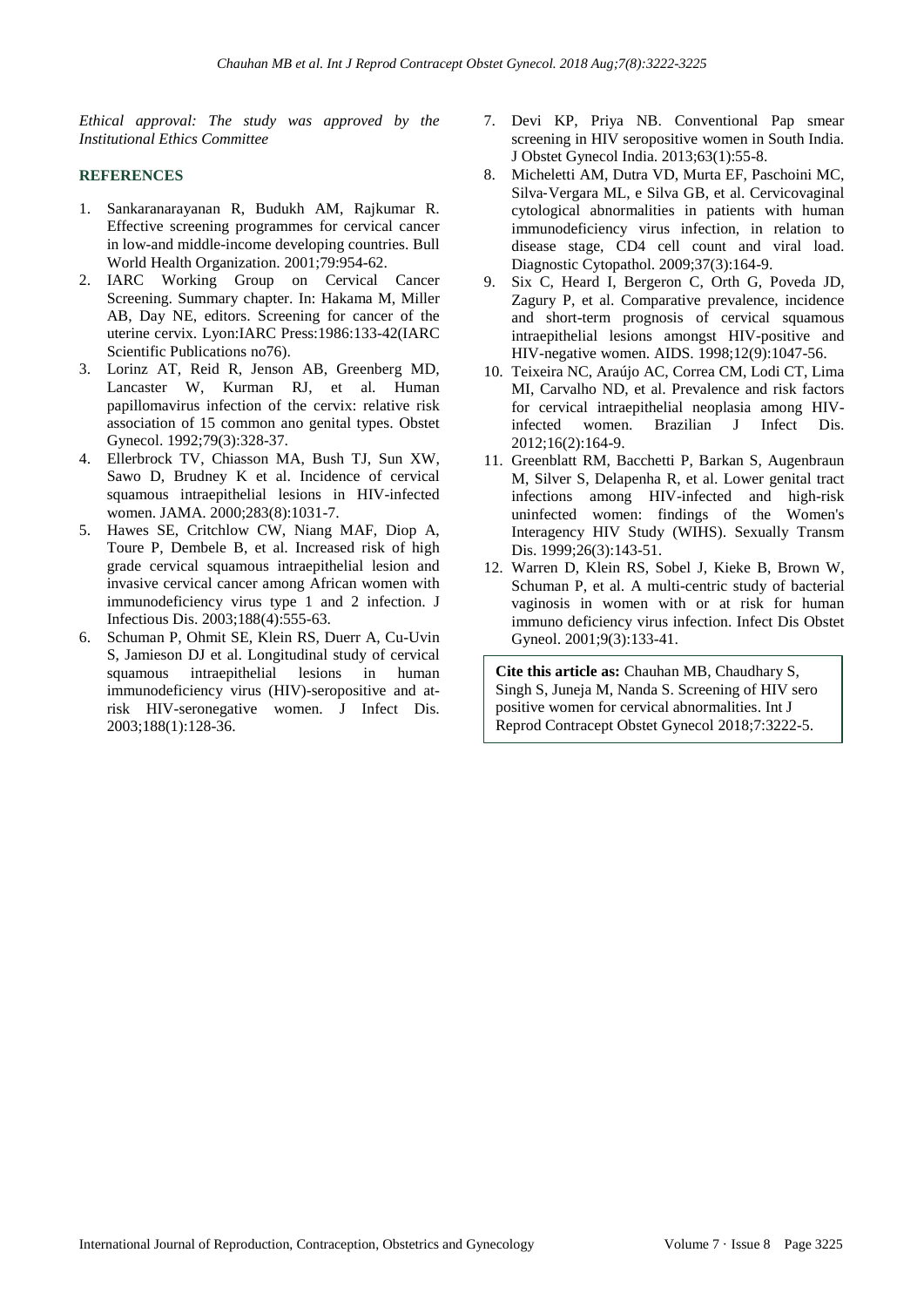*Ethical approval: The study was approved by the Institutional Ethics Committee*

## REFERENCES

1. Sankaranarayanan R, Budukh AM, Rajkumar R. Effective screening programmes for cervical cancer in low-and middle-income developing countries. Bull World Health Organization. 2001;79:954-62.
2. IARC Working Group on Cervical Cancer Screening. Summary chapter. In: Hakama M, Miller AB, Day NE, editors. Screening for cancer of the uterine cervix. Lyon:IARC Press:1986:133-42(IARC Scientific Publications no76).
3. Lorinz AT, Reid R, Jenson AB, Greenberg MD, Lancaster W, Kurman RJ, et al. Human papillomavirus infection of the cervix: relative risk association of 15 common ano genital types. Obstet Gynecol. 1992;79(3):328-37.
4. Ellerbrock TV, Chiasson MA, Bush TJ, Sun XW, Sawo D, Brudney K et al. Incidence of cervical squamous intraepithelial lesions in HIV-infected women. JAMA. 2000;283(8):1031-7.
5. Hawes SE, Critchlow CW, Niang MAF, Diop A, Toure P, Dembele B, et al. Increased risk of high grade cervical squamous intraepithelial lesion and invasive cervical cancer among African women with immunodeficiency virus type 1 and 2 infection. J Infectious Dis. 2003;188(4):555-63.
6. Schuman P, Ohmit SE, Klein RS, Duerr A, Cu-Uvin S, Jamieson DJ et al. Longitudinal study of cervical squamous intraepithelial lesions in human immunodeficiency virus (HIV)-seropositive and at-risk HIV-seronegative women. J Infect Dis. 2003;188(1):128-36.
7. Devi KP, Priya NB. Conventional Pap smear screening in HIV seropositive women in South India. J Obstet Gynecol India. 2013;63(1):55-8.
8. Micheletti AM, Dutra VD, Murta EF, Paschoini MC, Silva-Vergara ML, e Silva GB, et al. Cervicovaginal cytological abnormalities in patients with human immunodeficiency virus infection, in relation to disease stage, CD4 cell count and viral load. Diagnostic Cytopathol. 2009;37(3):164-9.
9. Six C, Heard I, Bergeron C, Orth G, Poveda JD, Zagury P, et al. Comparative prevalence, incidence and short-term prognosis of cervical squamous intraepithelial lesions amongst HIV-positive and HIV-negative women. AIDS. 1998;12(9):1047-56.
10. Teixeira NC, Araújo AC, Correa CM, Lodi CT, Lima MI, Carvalho ND, et al. Prevalence and risk factors for cervical intraepithelial neoplasia among HIV-infected women. Brazilian J Infect Dis. 2012;16(2):164-9.
11. Greenblatt RM, Bacchetti P, Barkan S, Augenbraun M, Silver S, Delapenha R, et al. Lower genital tract infections among HIV-infected and high-risk uninfected women: findings of the Women's Interagency HIV Study (WIHS). Sexually Transm Dis. 1999;26(3):143-51.
12. Warren D, Klein RS, Sobel J, Kieke B, Brown W, Schuman P, et al. A multi-centric study of bacterial vaginosis in women with or at risk for human immuno deficiency virus infection. Infect Dis Obstet Gyneol. 2001;9(3):133-41.

**Cite this article as:** Chauhan MB, Chaudhary S, Singh S, Juneja M, Nanda S. Screening of HIV sero positive women for cervical abnormalities. Int J Reprod Contracept Obstet Gynecol 2018;7:3222-5.